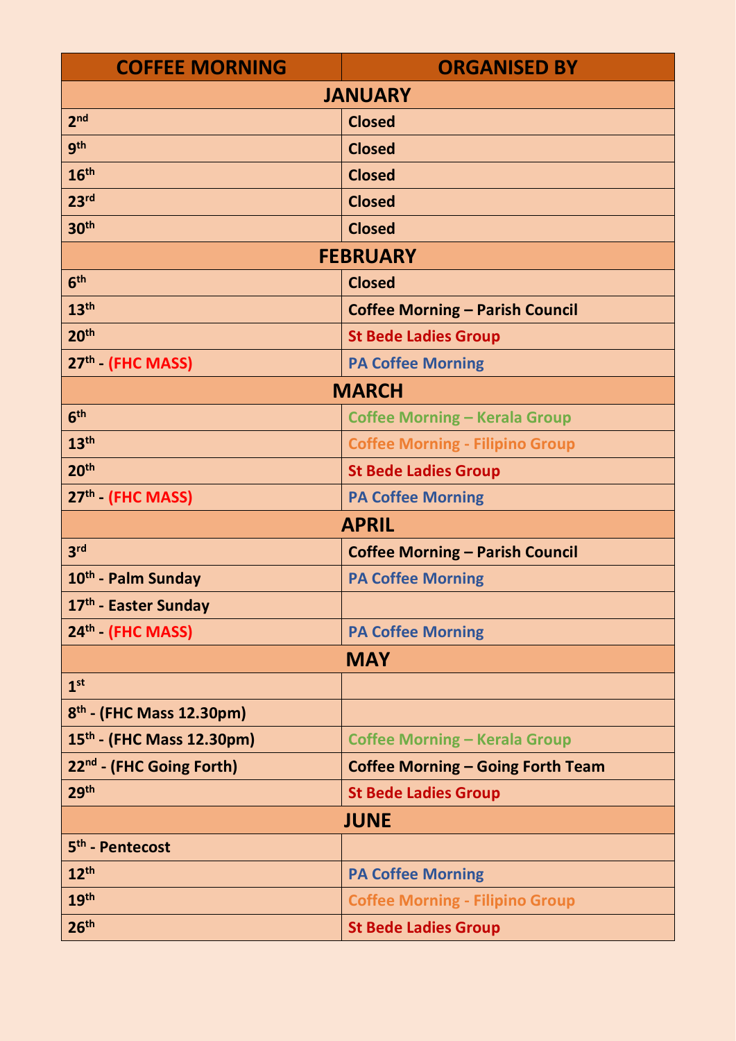| COFFEE MORNING | ORGANISED BY |
|---|---|
| **JANUARY** | |
| 2nd | Closed |
| 9th | Closed |
| 16th | Closed |
| 23rd | Closed |
| 30th | Closed |
| **FEBRUARY** | |
| 6th | Closed |
| 13th | Coffee Morning – Parish Council |
| 20th | St Bede Ladies Group |
| 27th - (FHC MASS) | PA Coffee Morning |
| **MARCH** | |
| 6th | Coffee Morning – Kerala Group |
| 13th | Coffee Morning - Filipino Group |
| 20th | St Bede Ladies Group |
| 27th - (FHC MASS) | PA Coffee Morning |
| **APRIL** | |
| 3rd | Coffee Morning – Parish Council |
| 10th - Palm Sunday | PA Coffee Morning |
| 17th - Easter Sunday | |
| 24th - (FHC MASS) | PA Coffee Morning |
| **MAY** | |
| 1st | |
| 8th - (FHC Mass 12.30pm) | |
| 15th - (FHC Mass 12.30pm) | Coffee Morning – Kerala Group |
| 22nd - (FHC Going Forth) | Coffee Morning – Going Forth Team |
| 29th | St Bede Ladies Group |
| **JUNE** | |
| 5th - Pentecost | |
| 12th | PA Coffee Morning |
| 19th | Coffee Morning - Filipino Group |
| 26th | St Bede Ladies Group |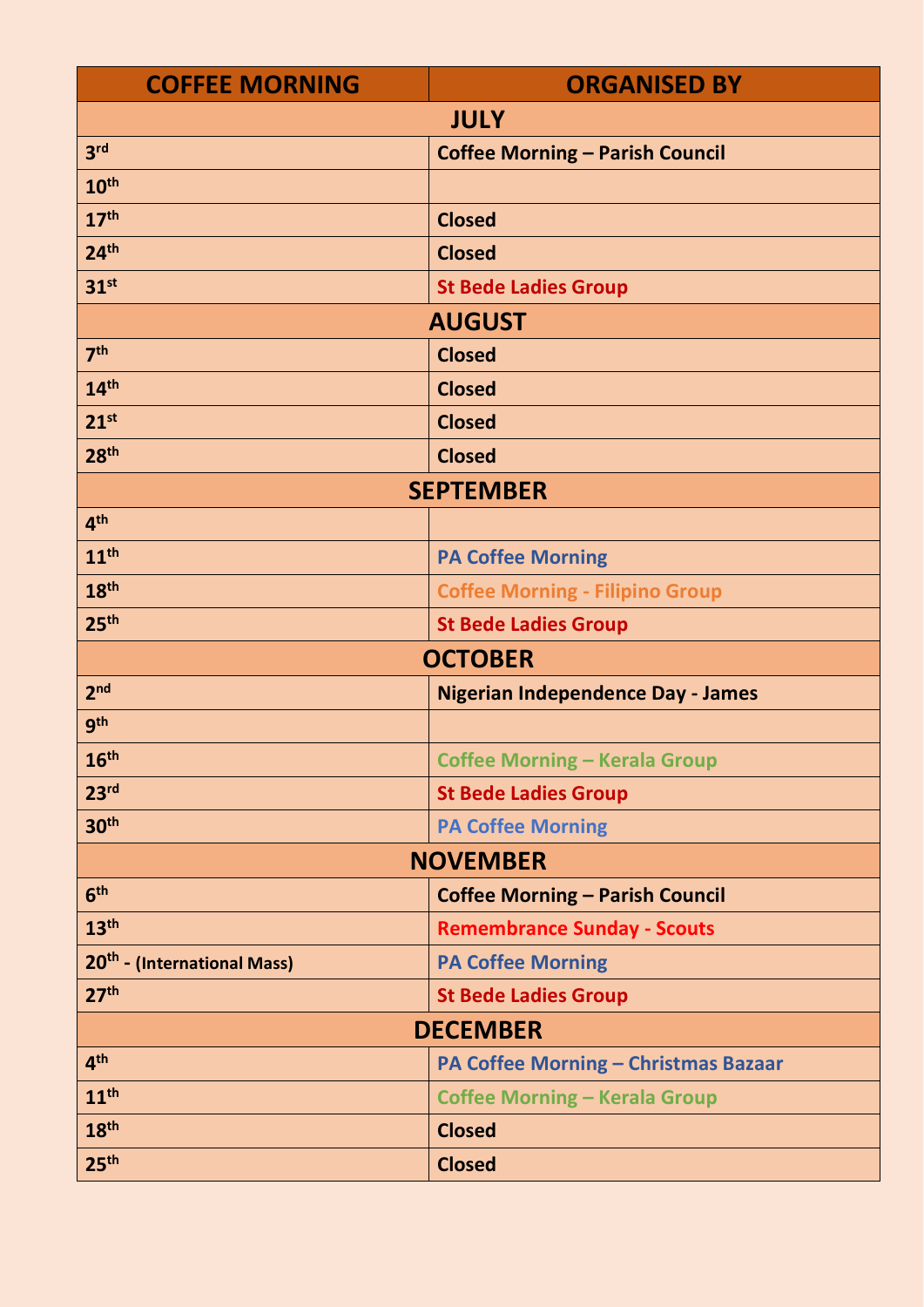| COFFEE MORNING | ORGANISED BY |
| --- | --- |
| **JULY** | |
| 3rd | Coffee Morning – Parish Council |
| 10th | |
| 17th | Closed |
| 24th | Closed |
| 31st | St Bede Ladies Group |
| **AUGUST** | |
| 7th | Closed |
| 14th | Closed |
| 21st | Closed |
| 28th | Closed |
| **SEPTEMBER** | |
| 4th | |
| 11th | PA Coffee Morning |
| 18th | Coffee Morning - Filipino Group |
| 25th | St Bede Ladies Group |
| **OCTOBER** | |
| 2nd | Nigerian Independence Day - James |
| 9th | |
| 16th | Coffee Morning – Kerala Group |
| 23rd | St Bede Ladies Group |
| 30th | PA Coffee Morning |
| **NOVEMBER** | |
| 6th | Coffee Morning – Parish Council |
| 13th | Remembrance Sunday - Scouts |
| 20th - (International Mass) | PA Coffee Morning |
| 27th | St Bede Ladies Group |
| **DECEMBER** | |
| 4th | PA Coffee Morning – Christmas Bazaar |
| 11th | Coffee Morning – Kerala Group |
| 18th | Closed |
| 25th | Closed |